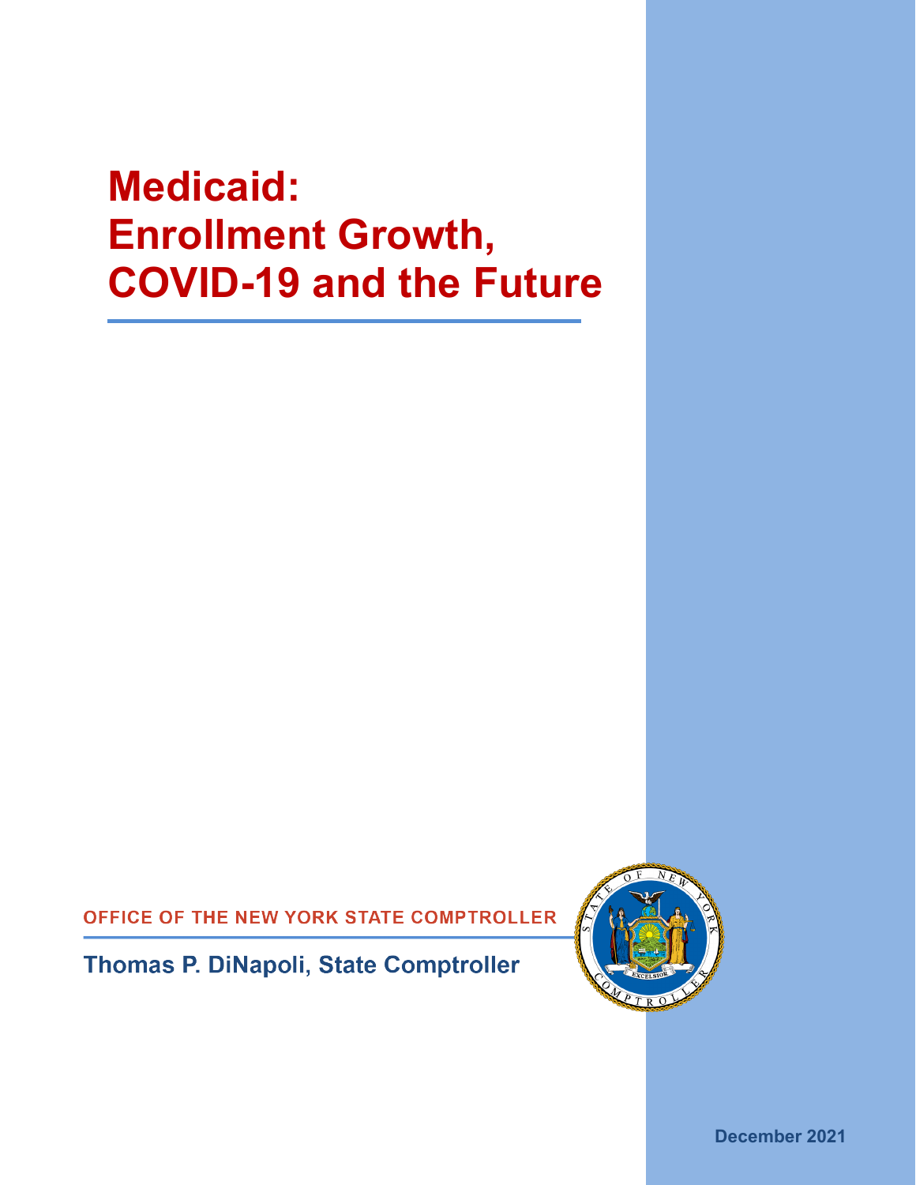# Medicaid: Enrollment Growth, COVID-19 and the Future

OFFICE OF THE NEW YORK STATE COMPTROLLER

Thomas P. DiNapoli, State Comptroller

December 2021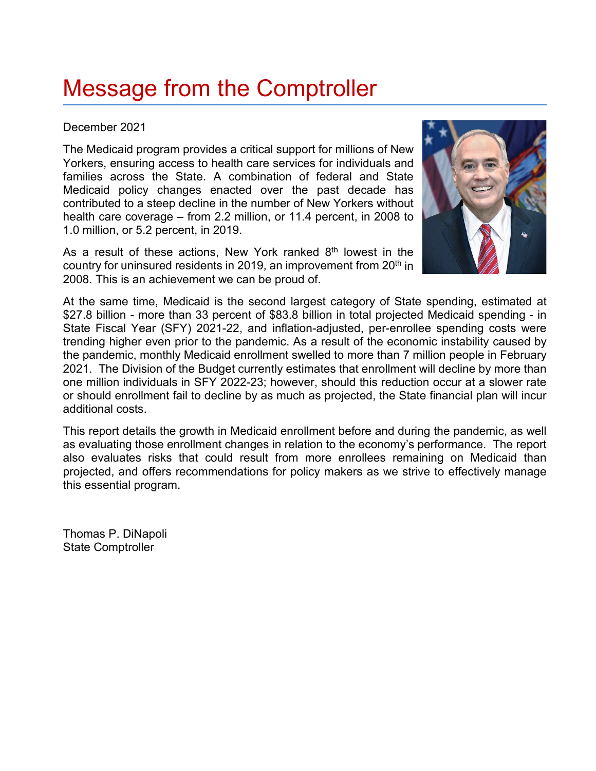# Message from the Comptroller

December 2021

The Medicaid program provides a critical support for millions of New Yorkers, ensuring access to health care services for individuals and families across the State. A combination of federal and State Medicaid policy changes enacted over the past decade has contributed to a steep decline in the number of New Yorkers without health care coverage – from 2.2 million, or 11.4 percent, in 2008 to 1.0 million, or 5.2 percent, in 2019.

As a result of these actions, New York ranked 8th lowest in the country for uninsured residents in 2019, an improvement from 20th in 2008. This is an achievement we can be proud of.

At the same time, Medicaid is the second largest category of State spending, estimated at $27.8 billion - more than 33 percent of $83.8 billion in total projected Medicaid spending - in State Fiscal Year (SFY) 2021-22, and inflation-adjusted, per-enrollee spending costs were trending higher even prior to the pandemic. As a result of the economic instability caused by the pandemic, monthly Medicaid enrollment swelled to more than 7 million people in February 2021. The Division of the Budget currently estimates that enrollment will decline by more than one million individuals in SFY 2022-23; however, should this reduction occur at a slower rate or should enrollment fail to decline by as much as projected, the State financial plan will incur additional costs.

This report details the growth in Medicaid enrollment before and during the pandemic, as well as evaluating those enrollment changes in relation to the economy's performance. The report also evaluates risks that could result from more enrollees remaining on Medicaid than projected, and offers recommendations for policy makers as we strive to effectively manage this essential program.

Thomas P. DiNapoli
State Comptroller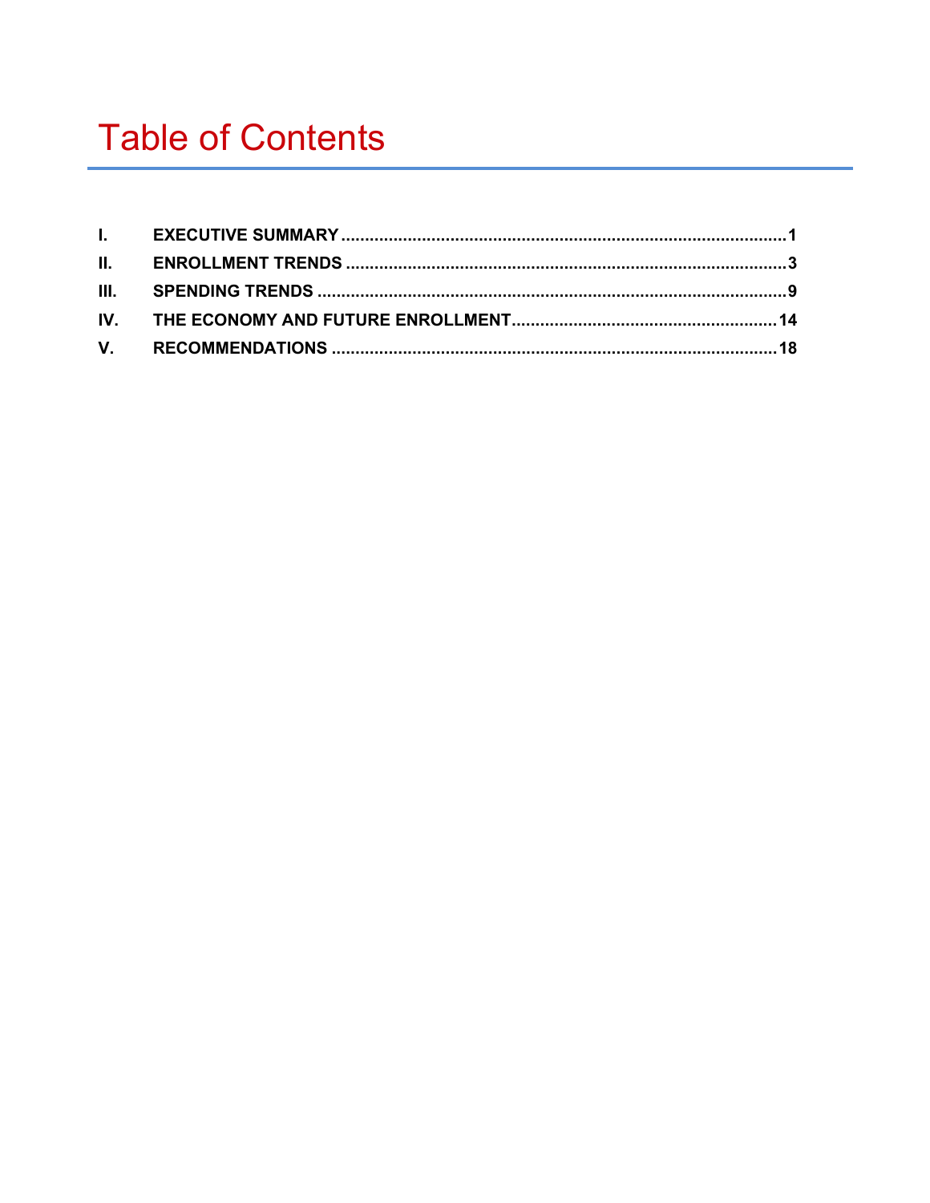# Table of Contents

| | | |
|---|---|---|
| I. | EXECUTIVE SUMMARY | 1 |
| II. | ENROLLMENT TRENDS | 3 |
| III. | SPENDING TRENDS | 9 |
| IV. | THE ECONOMY AND FUTURE ENROLLMENT | 14 |
| V. | RECOMMENDATIONS | 18 |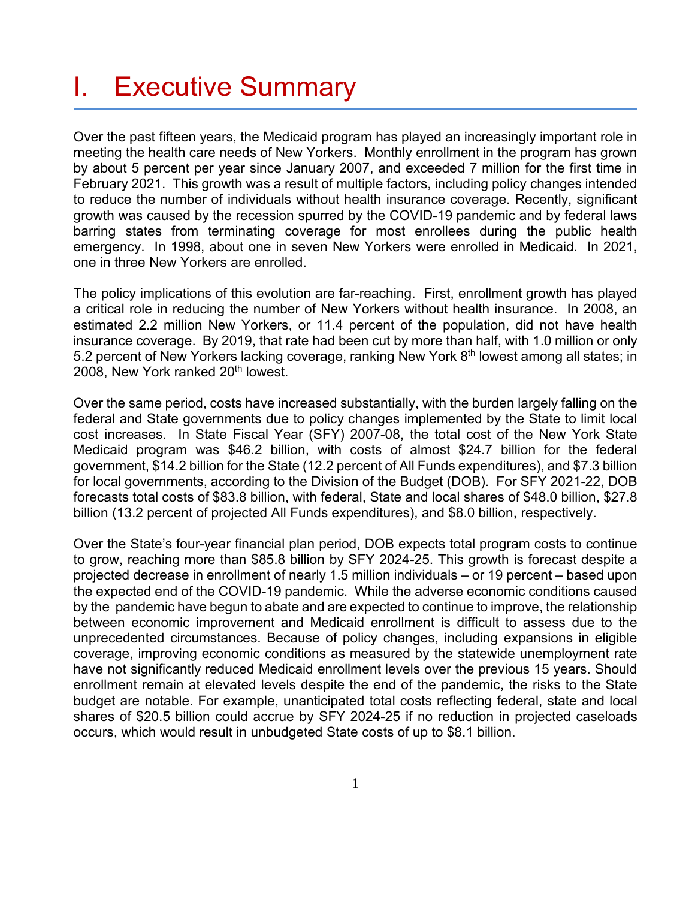# I. Executive Summary

Over the past fifteen years, the Medicaid program has played an increasingly important role in meeting the health care needs of New Yorkers. Monthly enrollment in the program has grown by about 5 percent per year since January 2007, and exceeded 7 million for the first time in February 2021. This growth was a result of multiple factors, including policy changes intended to reduce the number of individuals without health insurance coverage. Recently, significant growth was caused by the recession spurred by the COVID-19 pandemic and by federal laws barring states from terminating coverage for most enrollees during the public health emergency. In 1998, about one in seven New Yorkers were enrolled in Medicaid. In 2021, one in three New Yorkers are enrolled.

The policy implications of this evolution are far-reaching. First, enrollment growth has played a critical role in reducing the number of New Yorkers without health insurance. In 2008, an estimated 2.2 million New Yorkers, or 11.4 percent of the population, did not have health insurance coverage. By 2019, that rate had been cut by more than half, with 1.0 million or only 5.2 percent of New Yorkers lacking coverage, ranking New York 8th lowest among all states; in 2008, New York ranked 20th lowest.

Over the same period, costs have increased substantially, with the burden largely falling on the federal and State governments due to policy changes implemented by the State to limit local cost increases. In State Fiscal Year (SFY) 2007-08, the total cost of the New York State Medicaid program was $46.2 billion, with costs of almost $24.7 billion for the federal government, $14.2 billion for the State (12.2 percent of All Funds expenditures), and $7.3 billion for local governments, according to the Division of the Budget (DOB). For SFY 2021-22, DOB forecasts total costs of $83.8 billion, with federal, State and local shares of $48.0 billion, $27.8 billion (13.2 percent of projected All Funds expenditures), and $8.0 billion, respectively.

Over the State's four-year financial plan period, DOB expects total program costs to continue to grow, reaching more than $85.8 billion by SFY 2024-25. This growth is forecast despite a projected decrease in enrollment of nearly 1.5 million individuals – or 19 percent – based upon the expected end of the COVID-19 pandemic. While the adverse economic conditions caused by the pandemic have begun to abate and are expected to continue to improve, the relationship between economic improvement and Medicaid enrollment is difficult to assess due to the unprecedented circumstances. Because of policy changes, including expansions in eligible coverage, improving economic conditions as measured by the statewide unemployment rate have not significantly reduced Medicaid enrollment levels over the previous 15 years. Should enrollment remain at elevated levels despite the end of the pandemic, the risks to the State budget are notable. For example, unanticipated total costs reflecting federal, state and local shares of $20.5 billion could accrue by SFY 2024-25 if no reduction in projected caseloads occurs, which would result in unbudgeted State costs of up to $8.1 billion.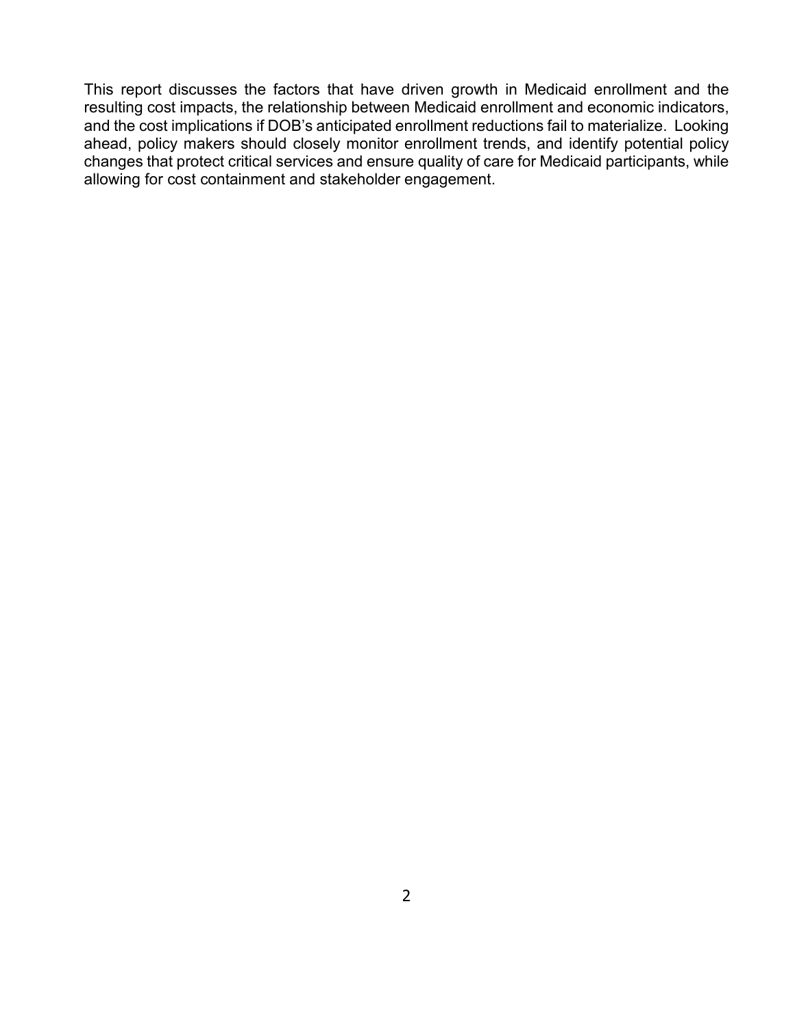This report discusses the factors that have driven growth in Medicaid enrollment and the resulting cost impacts, the relationship between Medicaid enrollment and economic indicators, and the cost implications if DOB's anticipated enrollment reductions fail to materialize. Looking ahead, policy makers should closely monitor enrollment trends, and identify potential policy changes that protect critical services and ensure quality of care for Medicaid participants, while allowing for cost containment and stakeholder engagement.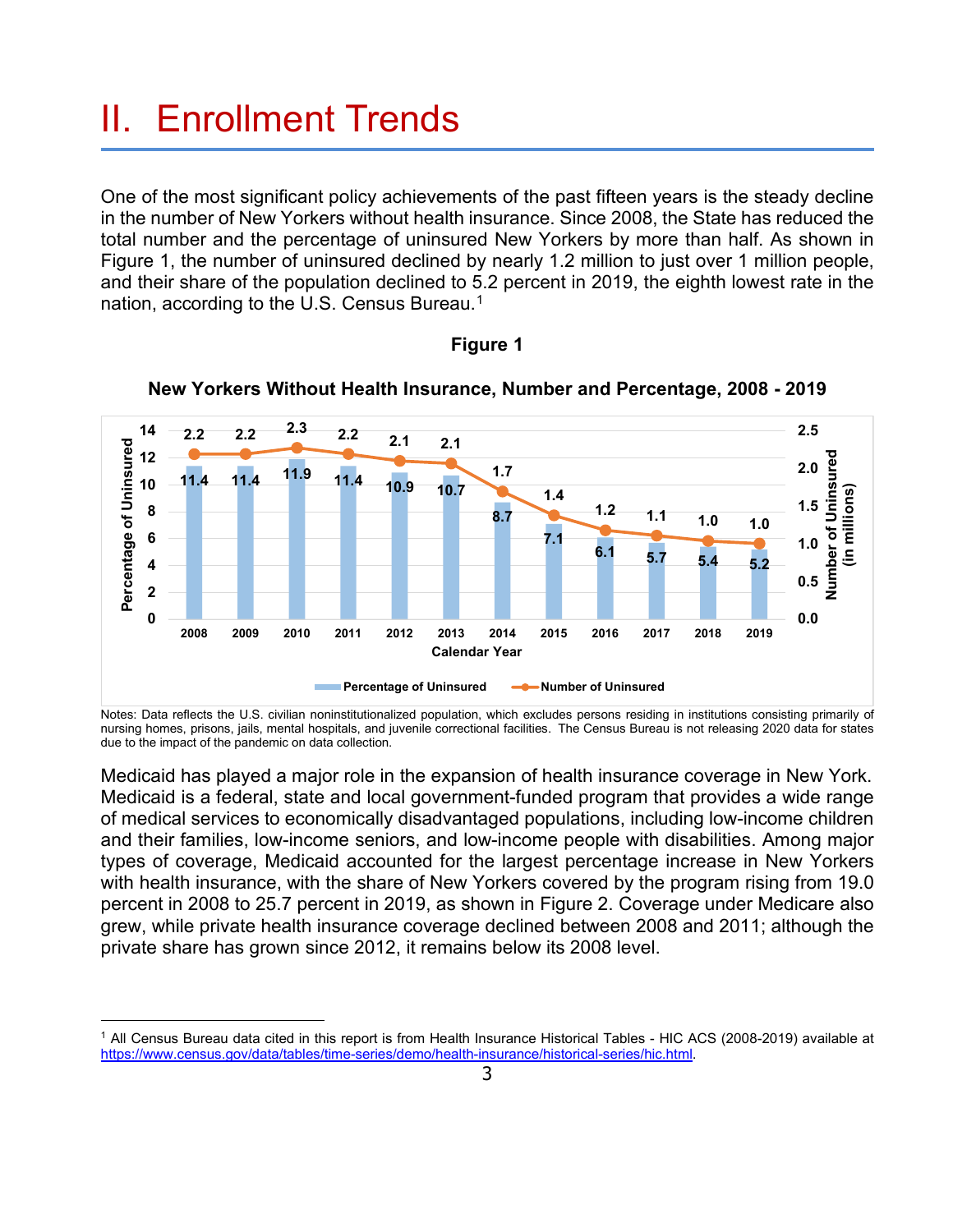# II. Enrollment Trends

One of the most significant policy achievements of the past fifteen years is the steady decline in the number of New Yorkers without health insurance. Since 2008, the State has reduced the total number and the percentage of uninsured New Yorkers by more than half. As shown in Figure 1, the number of uninsured declined by nearly 1.2 million to just over 1 million people, and their share of the population declined to 5.2 percent in 2019, the eighth lowest rate in the nation, according to the U.S. Census Bureau.[1]

**Figure 1**

**New Yorkers Without Health Insurance, Number and Percentage, 2008 - 2019**

| Calendar Year | Percentage of Uninsured | Number of Uninsured (in millions) |
|---|---|---|
| 2008 | 11.4 | 2.2 |
| 2009 | 11.4 | 2.2 |
| 2010 | 11.9 | 2.3 |
| 2011 | 11.4 | 2.2 |
| 2012 | 10.9 | 2.1 |
| 2013 | 10.7 | 2.1 |
| 2014 | 8.7 | 1.7 |
| 2015 | 7.1 | 1.4 |
| 2016 | 6.1 | 1.2 |
| 2017 | 5.7 | 1.1 |
| 2018 | 5.4 | 1.0 |
| 2019 | 5.2 | 1.0 |

Notes: Data reflects the U.S. civilian noninstitutionalized population, which excludes persons residing in institutions consisting primarily of nursing homes, prisons, jails, mental hospitals, and juvenile correctional facilities. The Census Bureau is not releasing 2020 data for states due to the impact of the pandemic on data collection.

Medicaid has played a major role in the expansion of health insurance coverage in New York. Medicaid is a federal, state and local government-funded program that provides a wide range of medical services to economically disadvantaged populations, including low-income children and their families, low-income seniors, and low-income people with disabilities. Among major types of coverage, Medicaid accounted for the largest percentage increase in New Yorkers with health insurance, with the share of New Yorkers covered by the program rising from 19.0 percent in 2008 to 25.7 percent in 2019, as shown in Figure 2. Coverage under Medicare also grew, while private health insurance coverage declined between 2008 and 2011; although the private share has grown since 2012, it remains below its 2008 level.

[1] All Census Bureau data cited in this report is from Health Insurance Historical Tables - HIC ACS (2008-2019) available at https://www.census.gov/data/tables/time-series/demo/health-insurance/historical-series/hic.html.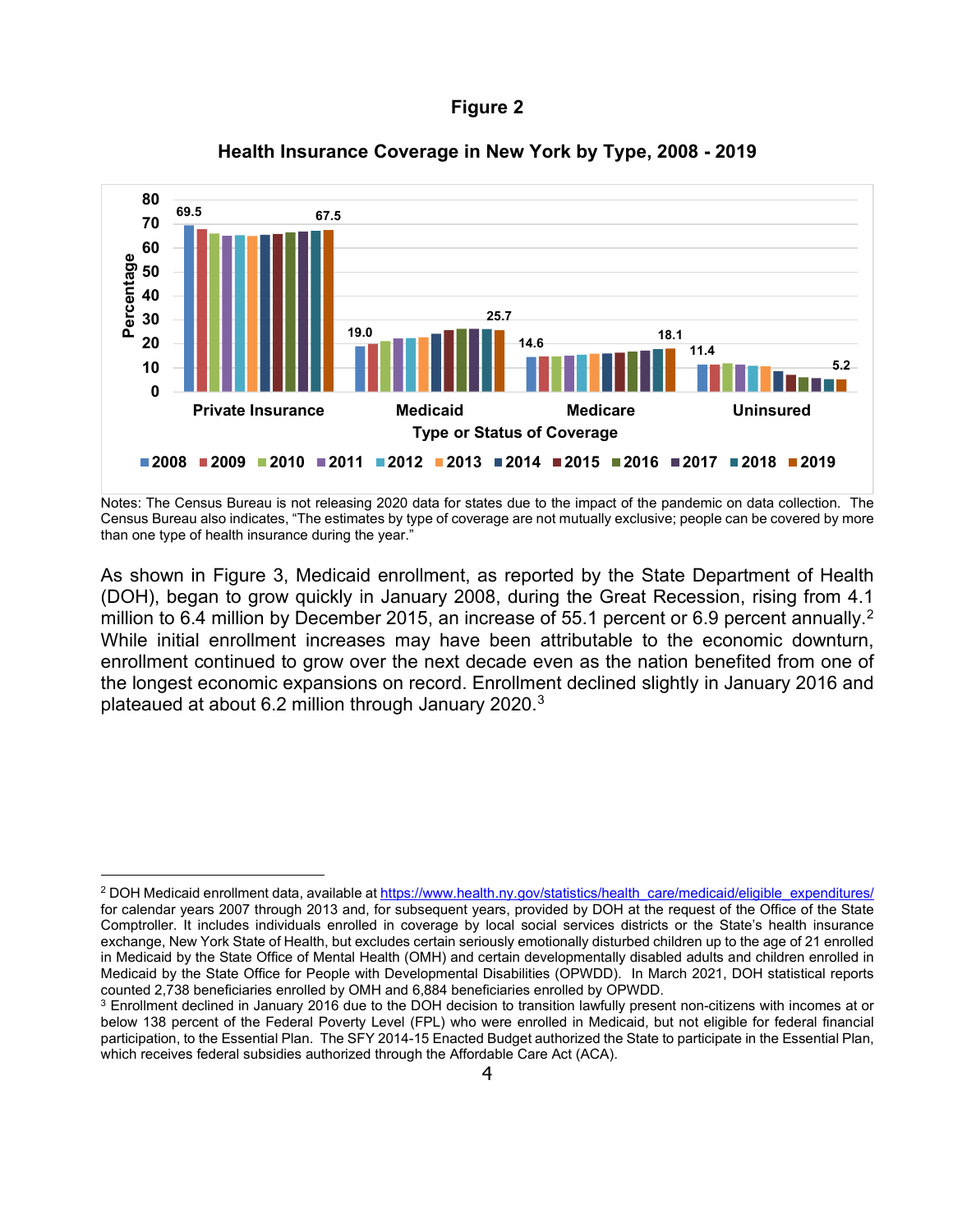**Figure 2**

**Health Insurance Coverage in New York by Type, 2008 - 2019**

Notes: The Census Bureau is not releasing 2020 data for states due to the impact of the pandemic on data collection. The Census Bureau also indicates, "The estimates by type of coverage are not mutually exclusive; people can be covered by more than one type of health insurance during the year."

As shown in Figure 3, Medicaid enrollment, as reported by the State Department of Health (DOH), began to grow quickly in January 2008, during the Great Recession, rising from 4.1 million to 6.4 million by December 2015, an increase of 55.1 percent or 6.9 percent annually.[2] While initial enrollment increases may have been attributable to the economic downturn, enrollment continued to grow over the next decade even as the nation benefited from one of the longest economic expansions on record. Enrollment declined slightly in January 2016 and plateaued at about 6.2 million through January 2020.[3]

---

[2] DOH Medicaid enrollment data, available at https://www.health.ny.gov/statistics/health_care/medicaid/eligible_expenditures/ for calendar years 2007 through 2013 and, for subsequent years, provided by DOH at the request of the Office of the State Comptroller. It includes individuals enrolled in coverage by local social services districts or the State's health insurance exchange, New York State of Health, but excludes certain seriously emotionally disturbed children up to the age of 21 enrolled in Medicaid by the State Office of Mental Health (OMH) and certain developmentally disabled adults and children enrolled in Medicaid by the State Office for People with Developmental Disabilities (OPWDD). In March 2021, DOH statistical reports counted 2,738 beneficiaries enrolled by OMH and 6,884 beneficiaries enrolled by OPWDD.

[3] Enrollment declined in January 2016 due to the DOH decision to transition lawfully present non-citizens with incomes at or below 138 percent of the Federal Poverty Level (FPL) who were enrolled in Medicaid, but not eligible for federal financial participation, to the Essential Plan. The SFY 2014-15 Enacted Budget authorized the State to participate in the Essential Plan, which receives federal subsidies authorized through the Affordable Care Act (ACA).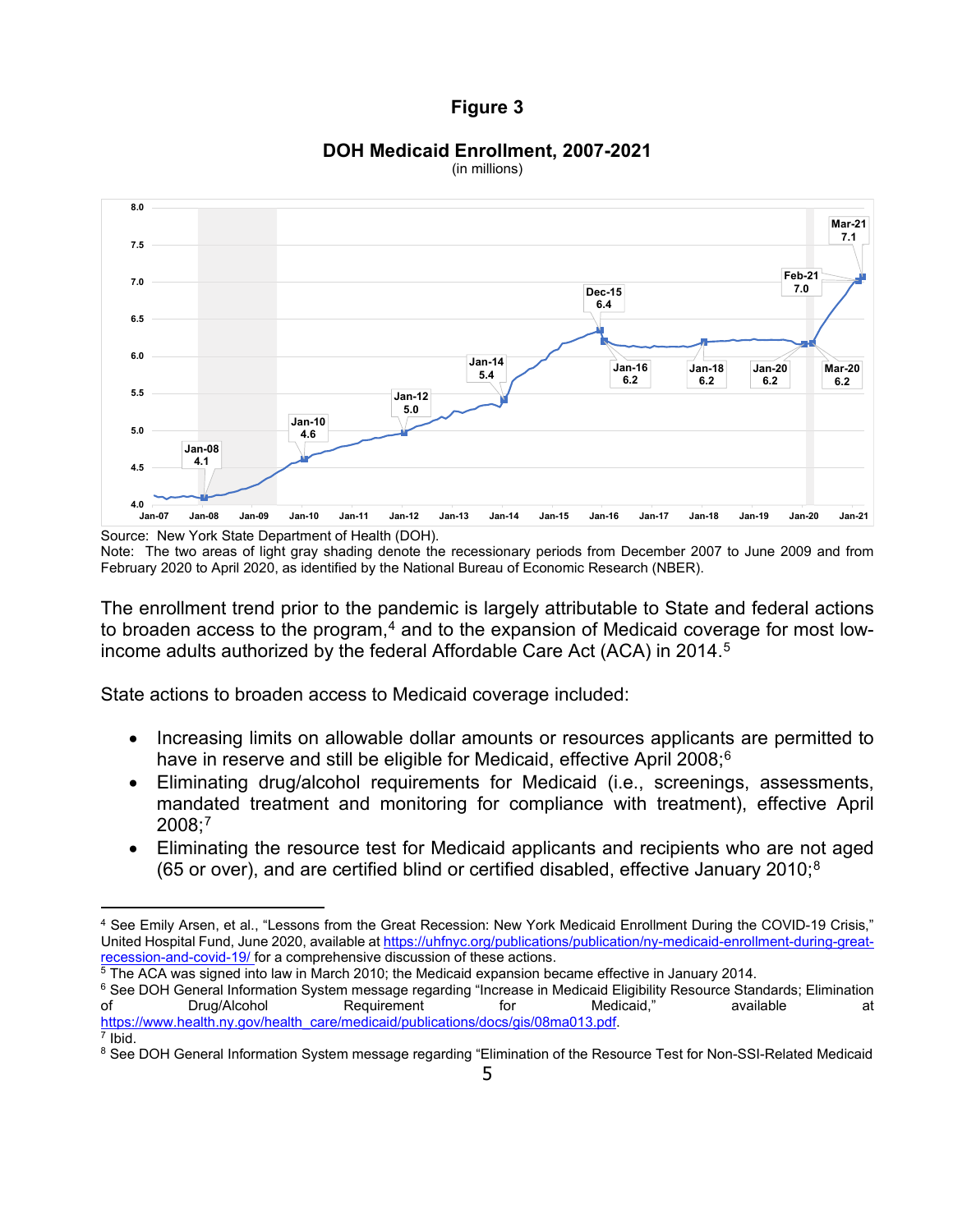## Figure 3

### DOH Medicaid Enrollment, 2007-2021

(in millions)

Source: New York State Department of Health (DOH).
Note: The two areas of light gray shading denote the recessionary periods from December 2007 to June 2009 and from February 2020 to April 2020, as identified by the National Bureau of Economic Research (NBER).

The enrollment trend prior to the pandemic is largely attributable to State and federal actions to broaden access to the program,[4] and to the expansion of Medicaid coverage for most low-income adults authorized by the federal Affordable Care Act (ACA) in 2014.[5]

State actions to broaden access to Medicaid coverage included:

- Increasing limits on allowable dollar amounts or resources applicants are permitted to have in reserve and still be eligible for Medicaid, effective April 2008;[6]
- Eliminating drug/alcohol requirements for Medicaid (i.e., screenings, assessments, mandated treatment and monitoring for compliance with treatment), effective April 2008;[7]
- Eliminating the resource test for Medicaid applicants and recipients who are not aged (65 or over), and are certified blind or certified disabled, effective January 2010;[8]

---

[4] See Emily Arsen, et al., "Lessons from the Great Recession: New York Medicaid Enrollment During the COVID-19 Crisis," United Hospital Fund, June 2020, available at https://uhfnyc.org/publications/publication/ny-medicaid-enrollment-during-great-recession-and-covid-19/ for a comprehensive discussion of these actions.

[5] The ACA was signed into law in March 2010; the Medicaid expansion became effective in January 2014.

[6] See DOH General Information System message regarding "Increase in Medicaid Eligibility Resource Standards; Elimination of Drug/Alcohol Requirement for Medicaid," available at https://www.health.ny.gov/health_care/medicaid/publications/docs/gis/08ma013.pdf.

[7] Ibid.

[8] See DOH General Information System message regarding "Elimination of the Resource Test for Non-SSI-Related Medicaid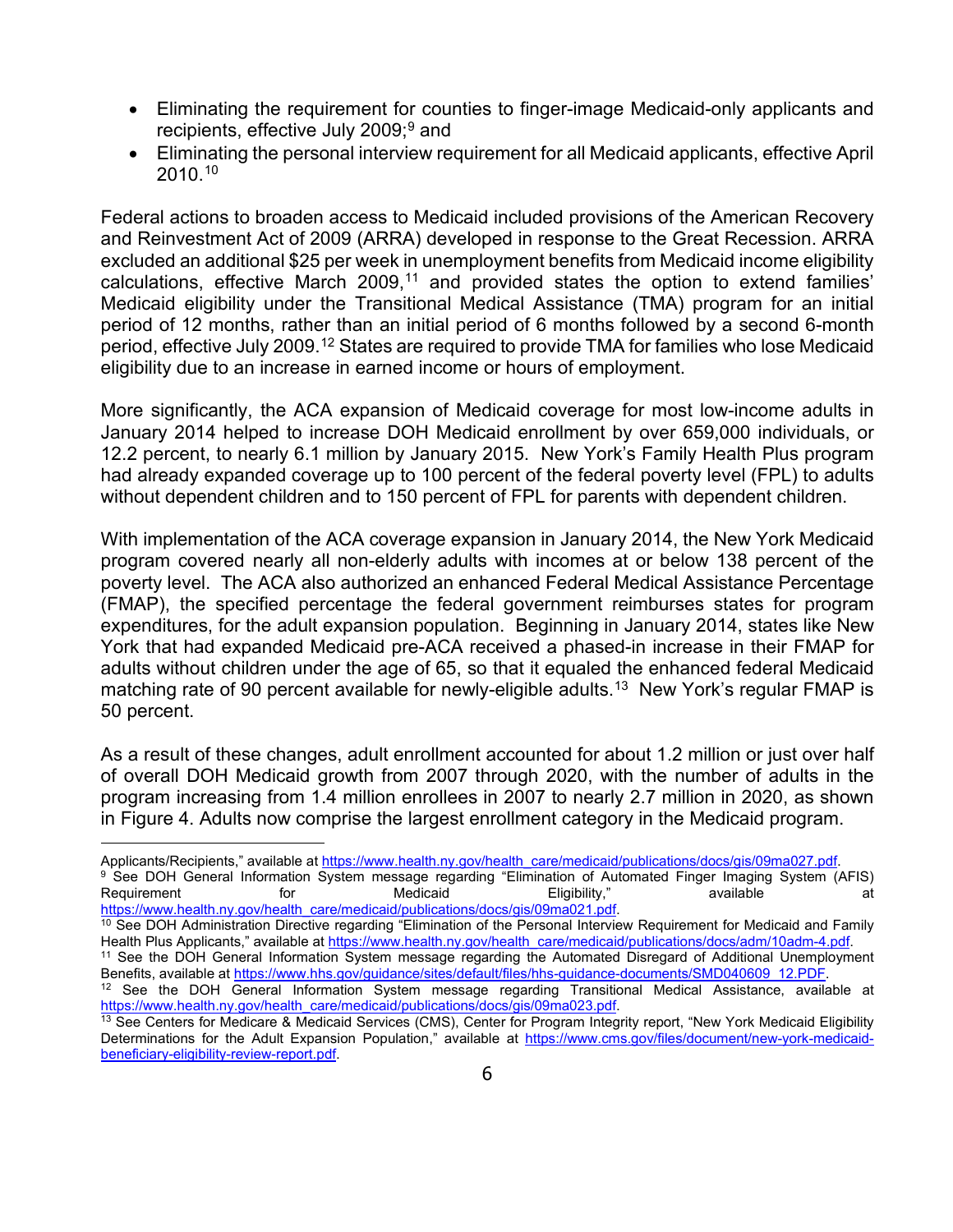- Eliminating the requirement for counties to finger-image Medicaid-only applicants and recipients, effective July 2009;[9] and
- Eliminating the personal interview requirement for all Medicaid applicants, effective April 2010.[10]

Federal actions to broaden access to Medicaid included provisions of the American Recovery and Reinvestment Act of 2009 (ARRA) developed in response to the Great Recession. ARRA excluded an additional $25 per week in unemployment benefits from Medicaid income eligibility calculations, effective March 2009,[11] and provided states the option to extend families' Medicaid eligibility under the Transitional Medical Assistance (TMA) program for an initial period of 12 months, rather than an initial period of 6 months followed by a second 6-month period, effective July 2009.[12] States are required to provide TMA for families who lose Medicaid eligibility due to an increase in earned income or hours of employment.

More significantly, the ACA expansion of Medicaid coverage for most low-income adults in January 2014 helped to increase DOH Medicaid enrollment by over 659,000 individuals, or 12.2 percent, to nearly 6.1 million by January 2015. New York's Family Health Plus program had already expanded coverage up to 100 percent of the federal poverty level (FPL) to adults without dependent children and to 150 percent of FPL for parents with dependent children.

With implementation of the ACA coverage expansion in January 2014, the New York Medicaid program covered nearly all non-elderly adults with incomes at or below 138 percent of the poverty level. The ACA also authorized an enhanced Federal Medical Assistance Percentage (FMAP), the specified percentage the federal government reimburses states for program expenditures, for the adult expansion population. Beginning in January 2014, states like New York that had expanded Medicaid pre-ACA received a phased-in increase in their FMAP for adults without children under the age of 65, so that it equaled the enhanced federal Medicaid matching rate of 90 percent available for newly-eligible adults.[13] New York's regular FMAP is 50 percent.

As a result of these changes, adult enrollment accounted for about 1.2 million or just over half of overall DOH Medicaid growth from 2007 through 2020, with the number of adults in the program increasing from 1.4 million enrollees in 2007 to nearly 2.7 million in 2020, as shown in Figure 4. Adults now comprise the largest enrollment category in the Medicaid program.

---

Applicants/Recipients," available at https://www.health.ny.gov/health_care/medicaid/publications/docs/gis/09ma027.pdf.

[9] See DOH General Information System message regarding "Elimination of Automated Finger Imaging System (AFIS) Requirement for Medicaid Eligibility," available at https://www.health.ny.gov/health_care/medicaid/publications/docs/gis/09ma021.pdf.

[10] See DOH Administration Directive regarding "Elimination of the Personal Interview Requirement for Medicaid and Family Health Plus Applicants," available at https://www.health.ny.gov/health_care/medicaid/publications/docs/adm/10adm-4.pdf.

[11] See the DOH General Information System message regarding the Automated Disregard of Additional Unemployment Benefits, available at https://www.hhs.gov/guidance/sites/default/files/hhs-guidance-documents/SMD040609_12.PDF.

[12] See the DOH General Information System message regarding Transitional Medical Assistance, available at https://www.health.ny.gov/health_care/medicaid/publications/docs/gis/09ma023.pdf.

[13] See Centers for Medicare & Medicaid Services (CMS), Center for Program Integrity report, "New York Medicaid Eligibility Determinations for the Adult Expansion Population," available at https://www.cms.gov/files/document/new-york-medicaid-beneficiary-eligibility-review-report.pdf.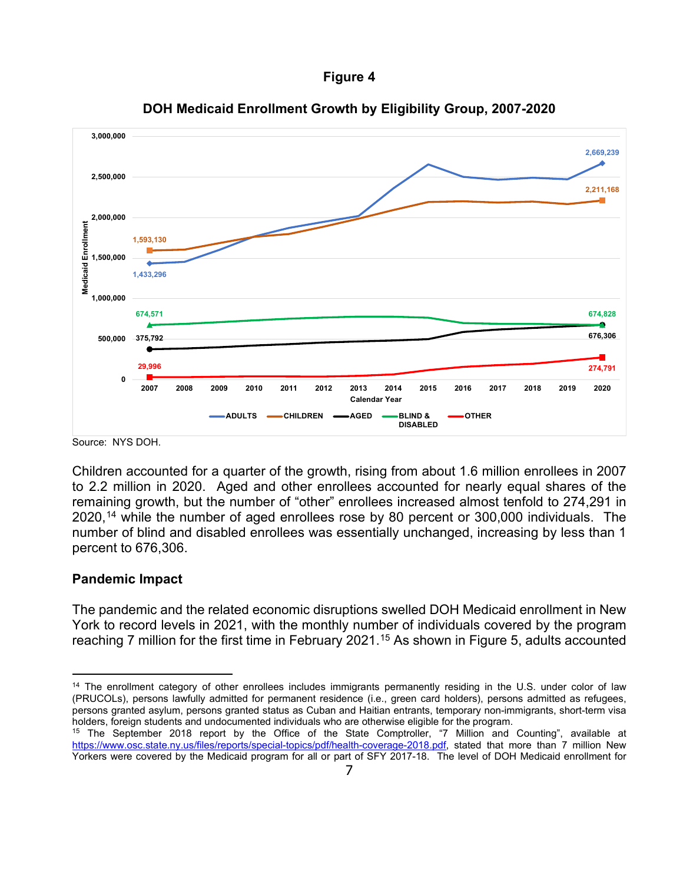**Figure 4**

**DOH Medicaid Enrollment Growth by Eligibility Group, 2007-2020**

Source: NYS DOH.

Children accounted for a quarter of the growth, rising from about 1.6 million enrollees in 2007 to 2.2 million in 2020. Aged and other enrollees accounted for nearly equal shares of the remaining growth, but the number of “other” enrollees increased almost tenfold to 274,291 in 2020,[14] while the number of aged enrollees rose by 80 percent or 300,000 individuals. The number of blind and disabled enrollees was essentially unchanged, increasing by less than 1 percent to 676,306.

## Pandemic Impact

The pandemic and the related economic disruptions swelled DOH Medicaid enrollment in New York to record levels in 2021, with the monthly number of individuals covered by the program reaching 7 million for the first time in February 2021.[15] As shown in Figure 5, adults accounted

---

[14] The enrollment category of other enrollees includes immigrants permanently residing in the U.S. under color of law (PRUCOLs), persons lawfully admitted for permanent residence (i.e., green card holders), persons admitted as refugees, persons granted asylum, persons granted status as Cuban and Haitian entrants, temporary non-immigrants, short-term visa holders, foreign students and undocumented individuals who are otherwise eligible for the program.

[15] The September 2018 report by the Office of the State Comptroller, “7 Million and Counting”, available at https://www.osc.state.ny.us/files/reports/special-topics/pdf/health-coverage-2018.pdf, stated that more than 7 million New Yorkers were covered by the Medicaid program for all or part of SFY 2017-18. The level of DOH Medicaid enrollment for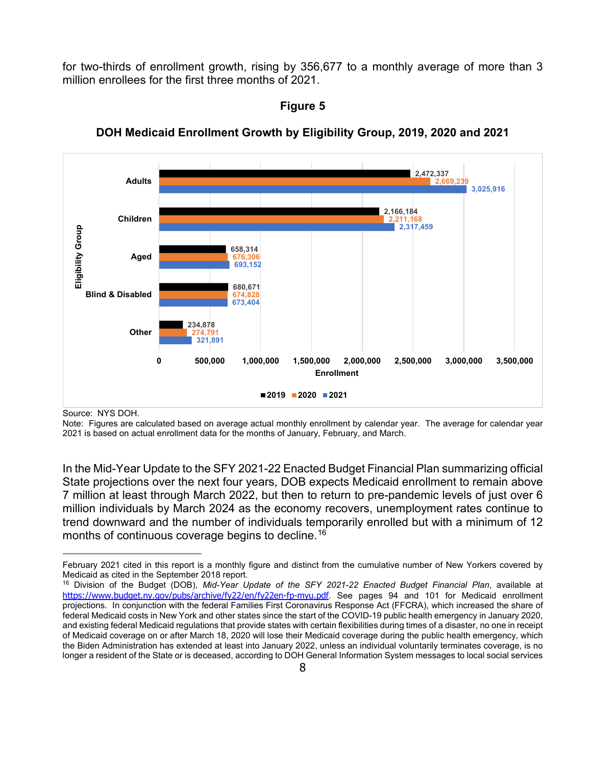for two-thirds of enrollment growth, rising by 356,677 to a monthly average of more than 3 million enrollees for the first three months of 2021.

**Figure 5**

**DOH Medicaid Enrollment Growth by Eligibility Group, 2019, 2020 and 2021**

| Eligibility Group | 2019 | 2020 | 2021 |
|---|---|---|---|
| Adults | 2,472,337 | 2,669,239 | 3,025,916 |
| Children | 2,166,184 | 2,211,168 | 2,317,459 |
| Aged | 658,314 | 676,306 | 693,152 |
| Blind & Disabled | 680,671 | 674,828 | 673,404 |
| Other | 234,878 | 274,791 | 321,891 |

Source: NYS DOH.
Note: Figures are calculated based on average actual monthly enrollment by calendar year. The average for calendar year 2021 is based on actual enrollment data for the months of January, February, and March.

In the Mid-Year Update to the SFY 2021-22 Enacted Budget Financial Plan summarizing official State projections over the next four years, DOB expects Medicaid enrollment to remain above 7 million at least through March 2022, but then to return to pre-pandemic levels of just over 6 million individuals by March 2024 as the economy recovers, unemployment rates continue to trend downward and the number of individuals temporarily enrolled but with a minimum of 12 months of continuous coverage begins to decline.[16]

---

February 2021 cited in this report is a monthly figure and distinct from the cumulative number of New Yorkers covered by Medicaid as cited in the September 2018 report.

[16] Division of the Budget (DOB), *Mid-Year Update of the SFY 2021-22 Enacted Budget Financial Plan*, available at https://www.budget.ny.gov/pubs/archive/fy22/en/fy22en-fp-myu.pdf. See pages 94 and 101 for Medicaid enrollment projections. In conjunction with the federal Families First Coronavirus Response Act (FFCRA), which increased the share of federal Medicaid costs in New York and other states since the start of the COVID-19 public health emergency in January 2020, and existing federal Medicaid regulations that provide states with certain flexibilities during times of a disaster, no one in receipt of Medicaid coverage on or after March 18, 2020 will lose their Medicaid coverage during the public health emergency, which the Biden Administration has extended at least into January 2022, unless an individual voluntarily terminates coverage, is no longer a resident of the State or is deceased, according to DOH General Information System messages to local social services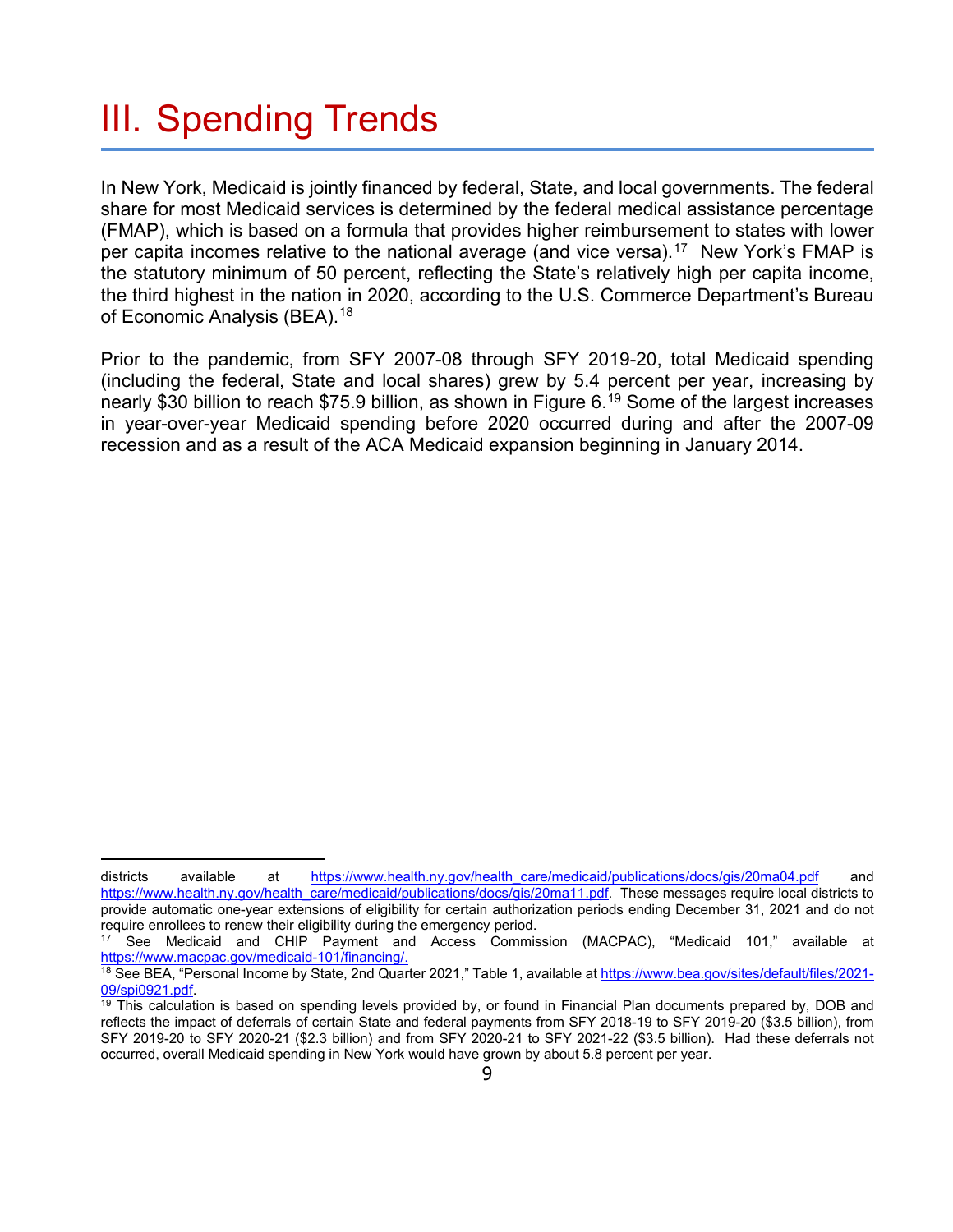# III. Spending Trends

In New York, Medicaid is jointly financed by federal, State, and local governments. The federal share for most Medicaid services is determined by the federal medical assistance percentage (FMAP), which is based on a formula that provides higher reimbursement to states with lower per capita incomes relative to the national average (and vice versa).[17] New York's FMAP is the statutory minimum of 50 percent, reflecting the State's relatively high per capita income, the third highest in the nation in 2020, according to the U.S. Commerce Department's Bureau of Economic Analysis (BEA).[18]

Prior to the pandemic, from SFY 2007-08 through SFY 2019-20, total Medicaid spending (including the federal, State and local shares) grew by 5.4 percent per year, increasing by nearly $30 billion to reach $75.9 billion, as shown in Figure 6.[19] Some of the largest increases in year-over-year Medicaid spending before 2020 occurred during and after the 2007-09 recession and as a result of the ACA Medicaid expansion beginning in January 2014.

---

districts available at https://www.health.ny.gov/health_care/medicaid/publications/docs/gis/20ma04.pdf and https://www.health.ny.gov/health_care/medicaid/publications/docs/gis/20ma11.pdf. These messages require local districts to provide automatic one-year extensions of eligibility for certain authorization periods ending December 31, 2021 and do not require enrollees to renew their eligibility during the emergency period.

[17] See Medicaid and CHIP Payment and Access Commission (MACPAC), "Medicaid 101," available at https://www.macpac.gov/medicaid-101/financing/.

[18] See BEA, "Personal Income by State, 2nd Quarter 2021," Table 1, available at https://www.bea.gov/sites/default/files/2021-09/spi0921.pdf.

[19] This calculation is based on spending levels provided by, or found in Financial Plan documents prepared by, DOB and reflects the impact of deferrals of certain State and federal payments from SFY 2018-19 to SFY 2019-20 ($3.5 billion), from SFY 2019-20 to SFY 2020-21 ($2.3 billion) and from SFY 2020-21 to SFY 2021-22 ($3.5 billion). Had these deferrals not occurred, overall Medicaid spending in New York would have grown by about 5.8 percent per year.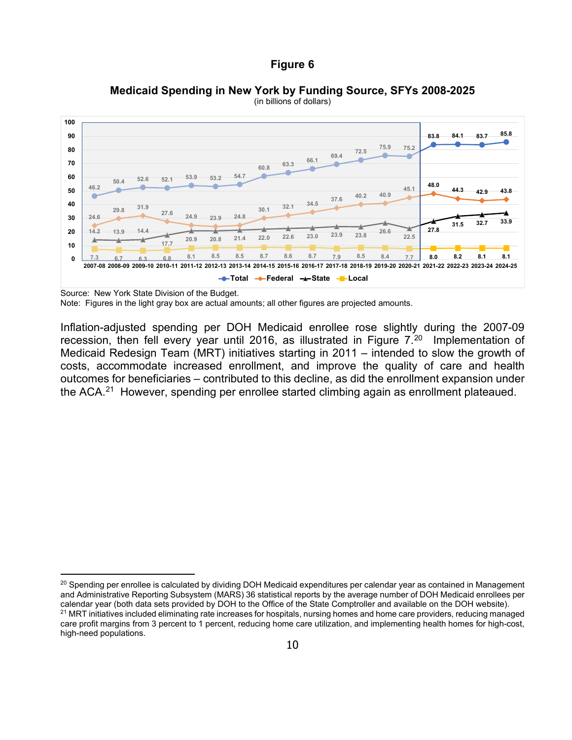**Figure 6**

**Medicaid Spending in New York by Funding Source, SFYs 2008-2025**
(in billions of dollars)

| SFY | Total | Federal | State | Local |
|---|---|---|---|---|
| 2007-08 | 46.2 | 24.6 | 14.2 | 7.3 |
| 2008-09 | 50.4 | 29.8 | 13.9 | 6.7 |
| 2009-10 | 52.6 | 31.9 | 14.4 | 6.3 |
| 2010-11 | 52.1 | 27.6 | 17.7 | 6.8 |
| 2011-12 | 53.9 | 24.9 | 20.9 | 8.1 |
| 2012-13 | 53.2 | 23.9 | 20.8 | 8.5 |
| 2013-14 | 54.7 | 24.8 | 21.4 | 8.5 |
| 2014-15 | 60.8 | 30.1 | 22.0 | 8.7 |
| 2015-16 | 63.3 | 32.1 | 22.6 | 8.6 |
| 2016-17 | 66.1 | 34.5 | 23.0 | 8.7 |
| 2017-18 | 69.4 | 37.6 | 23.9 | 7.9 |
| 2018-19 | 72.5 | 40.2 | 23.8 | 8.5 |
| 2019-20 | 75.9 | 40.9 | 26.6 | 8.4 |
| 2020-21 | 75.2 | 45.1 | 22.5 | 7.7 |
| 2021-22 | 83.8 | 48.0 | 27.8 | 8.0 |
| 2022-23 | 84.1 | 44.3 | 31.5 | 8.2 |
| 2023-24 | 83.7 | 42.9 | 32.7 | 8.1 |
| 2024-25 | 85.8 | 43.8 | 33.9 | 8.1 |

Source: New York State Division of the Budget.
Note: Figures in the light gray box are actual amounts; all other figures are projected amounts.

Inflation-adjusted spending per DOH Medicaid enrollee rose slightly during the 2007-09 recession, then fell every year until 2016, as illustrated in Figure 7.[20] Implementation of Medicaid Redesign Team (MRT) initiatives starting in 2011 – intended to slow the growth of costs, accommodate increased enrollment, and improve the quality of care and health outcomes for beneficiaries – contributed to this decline, as did the enrollment expansion under the ACA.[21] However, spending per enrollee started climbing again as enrollment plateaued.

---

[20] Spending per enrollee is calculated by dividing DOH Medicaid expenditures per calendar year as contained in Management and Administrative Reporting Subsystem (MARS) 36 statistical reports by the average number of DOH Medicaid enrollees per calendar year (both data sets provided by DOH to the Office of the State Comptroller and available on the DOH website).

[21] MRT initiatives included eliminating rate increases for hospitals, nursing homes and home care providers, reducing managed care profit margins from 3 percent to 1 percent, reducing home care utilization, and implementing health homes for high-cost, high-need populations.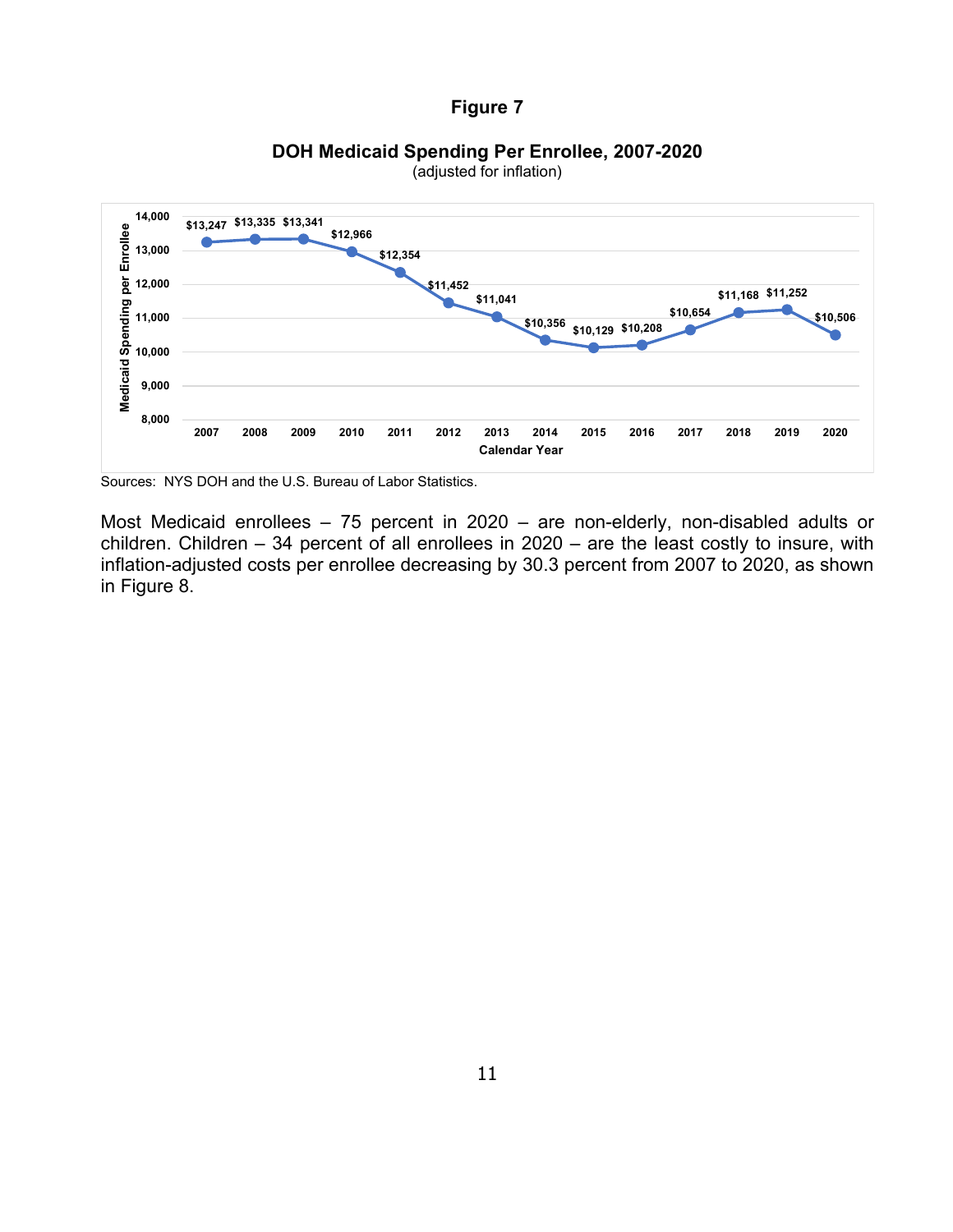**Figure 7**

**DOH Medicaid Spending Per Enrollee, 2007-2020**
(adjusted for inflation)

| Calendar Year | Medicaid Spending per Enrollee |
|---|---|
| 2007 | $13,247 |
| 2008 | $13,335 |
| 2009 | $13,341 |
| 2010 | $12,966 |
| 2011 | $12,354 |
| 2012 | $11,452 |
| 2013 | $11,041 |
| 2014 | $10,356 |
| 2015 | $10,129 |
| 2016 | $10,208 |
| 2017 | $10,654 |
| 2018 | $11,168 |
| 2019 | $11,252 |
| 2020 | $10,506 |

Sources: NYS DOH and the U.S. Bureau of Labor Statistics.

Most Medicaid enrollees – 75 percent in 2020 – are non-elderly, non-disabled adults or children. Children – 34 percent of all enrollees in 2020 – are the least costly to insure, with inflation-adjusted costs per enrollee decreasing by 30.3 percent from 2007 to 2020, as shown in Figure 8.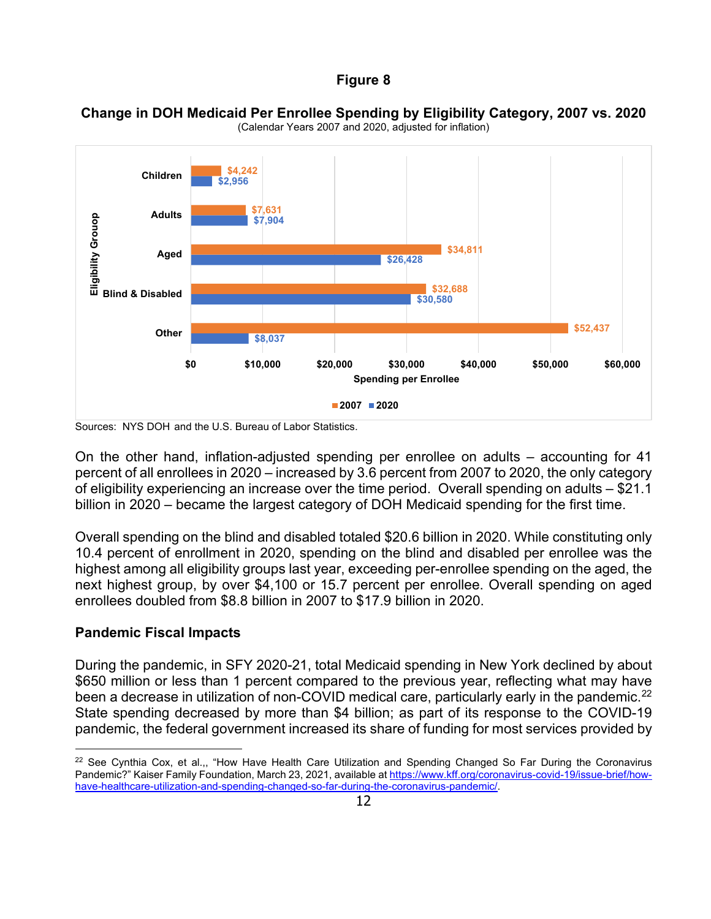**Figure 8**

**Change in DOH Medicaid Per Enrollee Spending by Eligibility Category, 2007 vs. 2020**

(Calendar Years 2007 and 2020, adjusted for inflation)

| Eligibility Grouop | 2007 | 2020 |
|---|---|---|
| Children | $4,242 | $2,956 |
| Adults | $7,631 | $7,904 |
| Aged | $34,811 | $26,428 |
| Blind & Disabled | $32,688 | $30,580 |
| Other | $52,437 | $8,037 |

Sources: NYS DOH and the U.S. Bureau of Labor Statistics.

On the other hand, inflation-adjusted spending per enrollee on adults – accounting for 41 percent of all enrollees in 2020 – increased by 3.6 percent from 2007 to 2020, the only category of eligibility experiencing an increase over the time period. Overall spending on adults – $21.1 billion in 2020 – became the largest category of DOH Medicaid spending for the first time.

Overall spending on the blind and disabled totaled $20.6 billion in 2020. While constituting only 10.4 percent of enrollment in 2020, spending on the blind and disabled per enrollee was the highest among all eligibility groups last year, exceeding per-enrollee spending on the aged, the next highest group, by over $4,100 or 15.7 percent per enrollee. Overall spending on aged enrollees doubled from $8.8 billion in 2007 to $17.9 billion in 2020.

## Pandemic Fiscal Impacts

During the pandemic, in SFY 2020-21, total Medicaid spending in New York declined by about $650 million or less than 1 percent compared to the previous year, reflecting what may have been a decrease in utilization of non-COVID medical care, particularly early in the pandemic.[22] State spending decreased by more than $4 billion; as part of its response to the COVID-19 pandemic, the federal government increased its share of funding for most services provided by

[22] See Cynthia Cox, et al.,, "How Have Health Care Utilization and Spending Changed So Far During the Coronavirus Pandemic?" Kaiser Family Foundation, March 23, 2021, available at https://www.kff.org/coronavirus-covid-19/issue-brief/how-have-healthcare-utilization-and-spending-changed-so-far-during-the-coronavirus-pandemic/.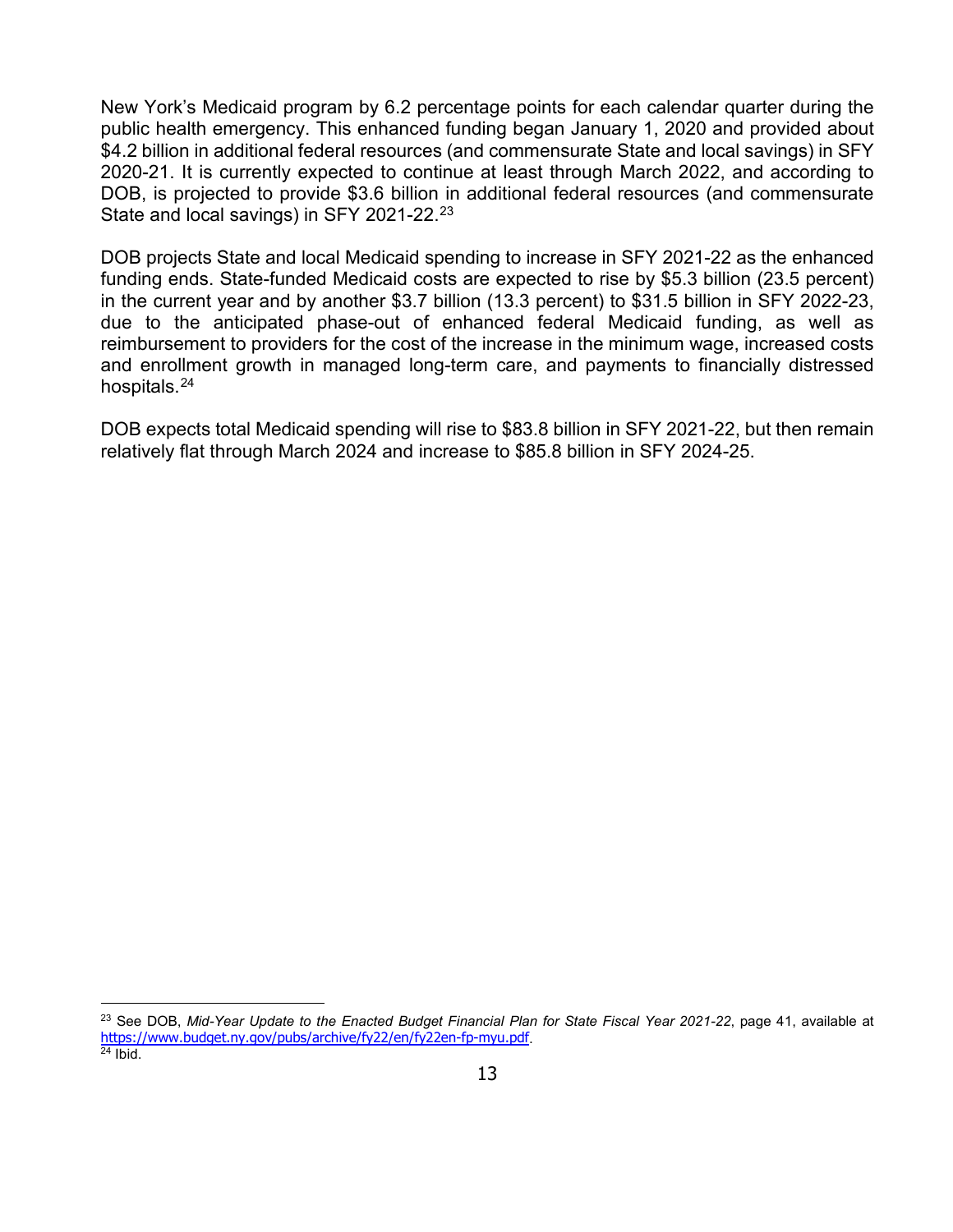New York's Medicaid program by 6.2 percentage points for each calendar quarter during the public health emergency. This enhanced funding began January 1, 2020 and provided about $4.2 billion in additional federal resources (and commensurate State and local savings) in SFY 2020-21. It is currently expected to continue at least through March 2022, and according to DOB, is projected to provide $3.6 billion in additional federal resources (and commensurate State and local savings) in SFY 2021-22.[23]

DOB projects State and local Medicaid spending to increase in SFY 2021-22 as the enhanced funding ends. State-funded Medicaid costs are expected to rise by $5.3 billion (23.5 percent) in the current year and by another $3.7 billion (13.3 percent) to $31.5 billion in SFY 2022-23, due to the anticipated phase-out of enhanced federal Medicaid funding, as well as reimbursement to providers for the cost of the increase in the minimum wage, increased costs and enrollment growth in managed long-term care, and payments to financially distressed hospitals.[24]

DOB expects total Medicaid spending will rise to $83.8 billion in SFY 2021-22, but then remain relatively flat through March 2024 and increase to $85.8 billion in SFY 2024-25.

---

[23] See DOB, *Mid-Year Update to the Enacted Budget Financial Plan for State Fiscal Year 2021-22*, page 41, available at https://www.budget.ny.gov/pubs/archive/fy22/en/fy22en-fp-myu.pdf.

[24] Ibid.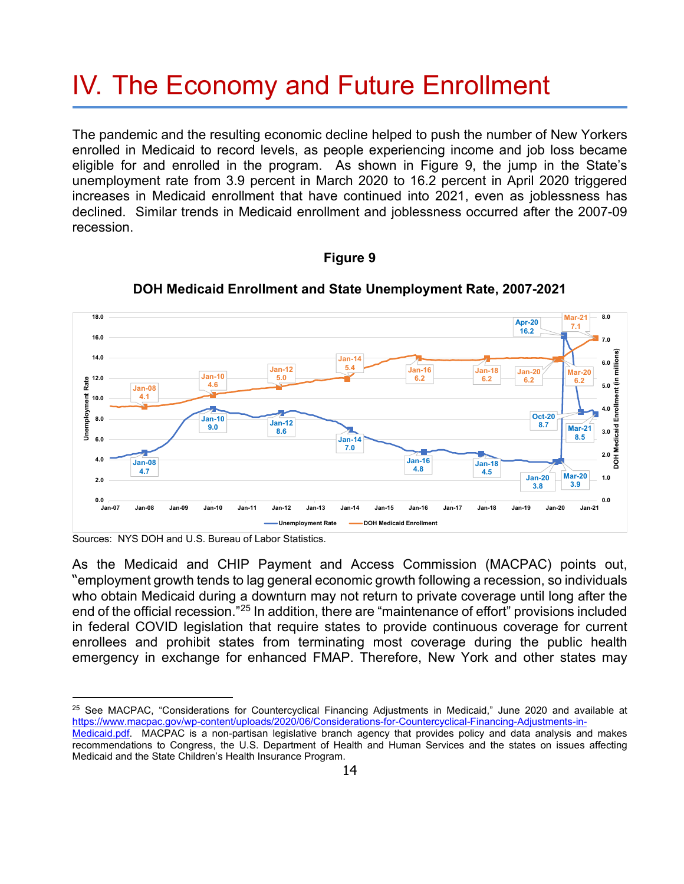# IV. The Economy and Future Enrollment

The pandemic and the resulting economic decline helped to push the number of New Yorkers enrolled in Medicaid to record levels, as people experiencing income and job loss became eligible for and enrolled in the program. As shown in Figure 9, the jump in the State's unemployment rate from 3.9 percent in March 2020 to 16.2 percent in April 2020 triggered increases in Medicaid enrollment that have continued into 2021, even as joblessness has declined. Similar trends in Medicaid enrollment and joblessness occurred after the 2007-09 recession.

**Figure 9**

**DOH Medicaid Enrollment and State Unemployment Rate, 2007-2021**

Sources: NYS DOH and U.S. Bureau of Labor Statistics.

As the Medicaid and CHIP Payment and Access Commission (MACPAC) points out, "employment growth tends to lag general economic growth following a recession, so individuals who obtain Medicaid during a downturn may not return to private coverage until long after the end of the official recession."[25] In addition, there are "maintenance of effort" provisions included in federal COVID legislation that require states to provide continuous coverage for current enrollees and prohibit states from terminating most coverage during the public health emergency in exchange for enhanced FMAP. Therefore, New York and other states may

---

[25] See MACPAC, "Considerations for Countercyclical Financing Adjustments in Medicaid," June 2020 and available at https://www.macpac.gov/wp-content/uploads/2020/06/Considerations-for-Countercyclical-Financing-Adjustments-in-Medicaid.pdf. MACPAC is a non-partisan legislative branch agency that provides policy and data analysis and makes recommendations to Congress, the U.S. Department of Health and Human Services and the states on issues affecting Medicaid and the State Children's Health Insurance Program.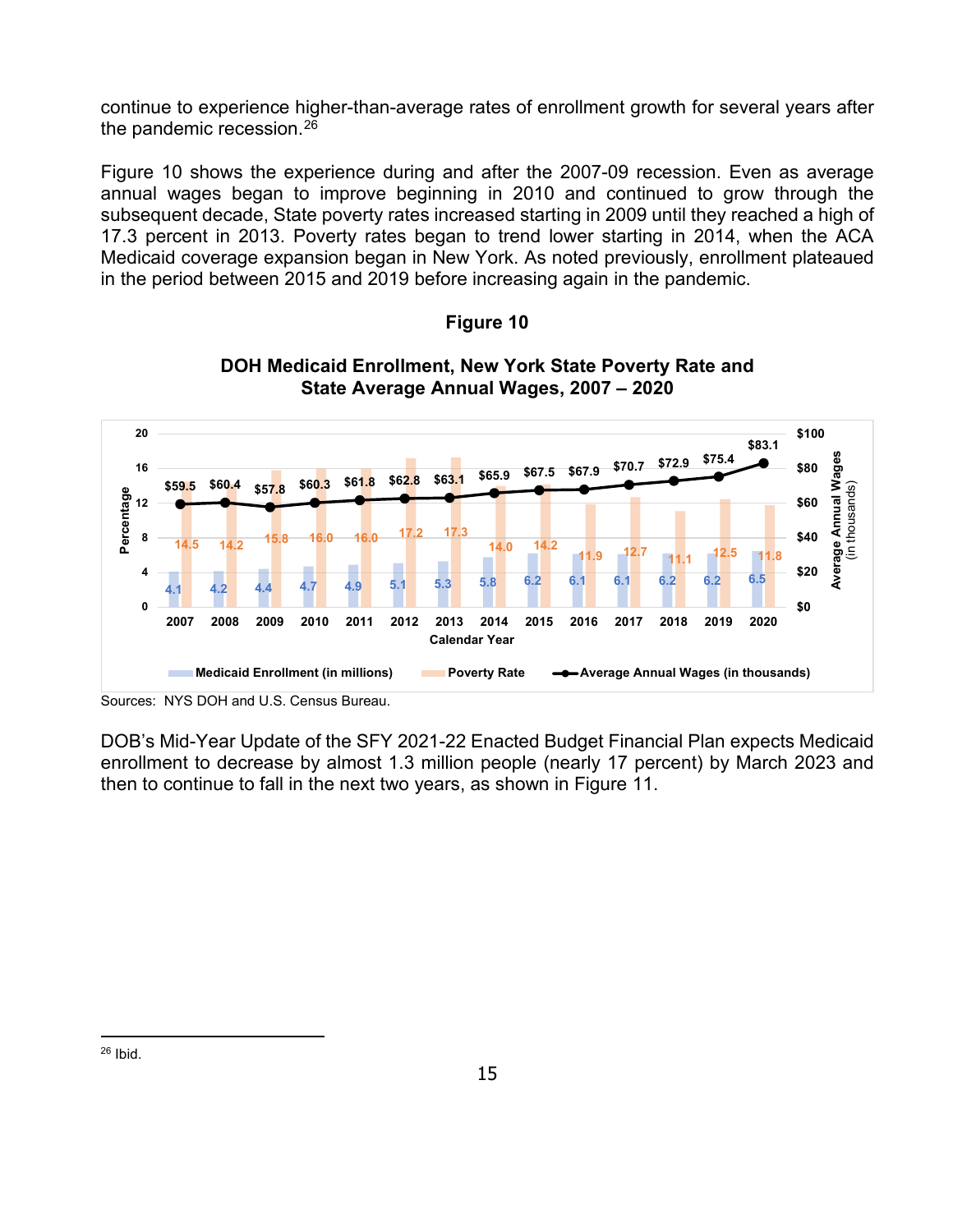continue to experience higher-than-average rates of enrollment growth for several years after the pandemic recession.[26]

Figure 10 shows the experience during and after the 2007-09 recession. Even as average annual wages began to improve beginning in 2010 and continued to grow through the subsequent decade, State poverty rates increased starting in 2009 until they reached a high of 17.3 percent in 2013. Poverty rates began to trend lower starting in 2014, when the ACA Medicaid coverage expansion began in New York. As noted previously, enrollment plateaued in the period between 2015 and 2019 before increasing again in the pandemic.

**Figure 10**

**DOH Medicaid Enrollment, New York State Poverty Rate and State Average Annual Wages, 2007 – 2020**

| Calendar Year | Medicaid Enrollment (in millions) | Poverty Rate | Average Annual Wages (in thousands) |
|---|---|---|---|
| 2007 | 4.1 | 14.5 | $59.5 |
| 2008 | 4.2 | 14.2 | $60.4 |
| 2009 | 4.4 | 15.8 | $57.8 |
| 2010 | 4.7 | 16.0 | $60.3 |
| 2011 | 4.9 | 16.0 | $61.8 |
| 2012 | 5.1 | 17.2 | $62.8 |
| 2013 | 5.3 | 17.3 | $63.1 |
| 2014 | 5.8 | 14.0 | $65.9 |
| 2015 | 6.2 | 14.2 | $67.5 |
| 2016 | 6.1 | 11.9 | $67.9 |
| 2017 | 6.1 | 12.7 | $70.7 |
| 2018 | 6.2 | 11.1 | $72.9 |
| 2019 | 6.2 | 12.5 | $75.4 |
| 2020 | 6.5 | 11.8 | $83.1 |

Sources: NYS DOH and U.S. Census Bureau.

DOB's Mid-Year Update of the SFY 2021-22 Enacted Budget Financial Plan expects Medicaid enrollment to decrease by almost 1.3 million people (nearly 17 percent) by March 2023 and then to continue to fall in the next two years, as shown in Figure 11.

[26] Ibid.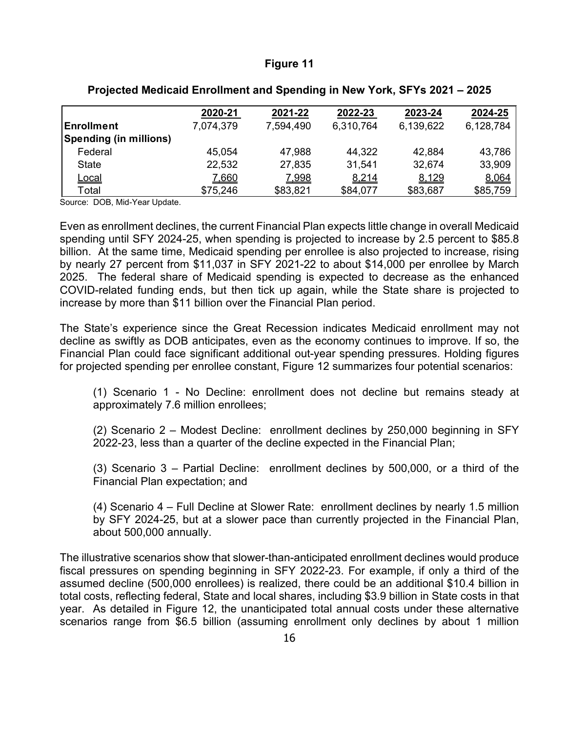**Figure 11**

**Projected Medicaid Enrollment and Spending in New York, SFYs 2021 – 2025**

| | 2020-21 | 2021-22 | 2022-23 | 2023-24 | 2024-25 |
|---|---|---|---|---|---|
| **Enrollment** | 7,074,379 | 7,594,490 | 6,310,764 | 6,139,622 | 6,128,784 |
| **Spending (in millions)** | | | | | |
| Federal | 45,054 | 47,988 | 44,322 | 42,884 | 43,786 |
| State | 22,532 | 27,835 | 31,541 | 32,674 | 33,909 |
| Local | 7,660 | 7,998 | 8,214 | 8,129 | 8,064 |
| Total | $75,246 | $83,821 | $84,077 | $83,687 | $85,759 |

Source: DOB, Mid-Year Update.

Even as enrollment declines, the current Financial Plan expects little change in overall Medicaid spending until SFY 2024-25, when spending is projected to increase by 2.5 percent to $85.8 billion. At the same time, Medicaid spending per enrollee is also projected to increase, rising by nearly 27 percent from $11,037 in SFY 2021-22 to about $14,000 per enrollee by March 2025. The federal share of Medicaid spending is expected to decrease as the enhanced COVID-related funding ends, but then tick up again, while the State share is projected to increase by more than $11 billion over the Financial Plan period.

The State's experience since the Great Recession indicates Medicaid enrollment may not decline as swiftly as DOB anticipates, even as the economy continues to improve. If so, the Financial Plan could face significant additional out-year spending pressures. Holding figures for projected spending per enrollee constant, Figure 12 summarizes four potential scenarios:

(1) Scenario 1 - No Decline: enrollment does not decline but remains steady at approximately 7.6 million enrollees;

(2) Scenario 2 – Modest Decline: enrollment declines by 250,000 beginning in SFY 2022-23, less than a quarter of the decline expected in the Financial Plan;

(3) Scenario 3 – Partial Decline: enrollment declines by 500,000, or a third of the Financial Plan expectation; and

(4) Scenario 4 – Full Decline at Slower Rate: enrollment declines by nearly 1.5 million by SFY 2024-25, but at a slower pace than currently projected in the Financial Plan, about 500,000 annually.

The illustrative scenarios show that slower-than-anticipated enrollment declines would produce fiscal pressures on spending beginning in SFY 2022-23. For example, if only a third of the assumed decline (500,000 enrollees) is realized, there could be an additional $10.4 billion in total costs, reflecting federal, State and local shares, including $3.9 billion in State costs in that year. As detailed in Figure 12, the unanticipated total annual costs under these alternative scenarios range from $6.5 billion (assuming enrollment only declines by about 1 million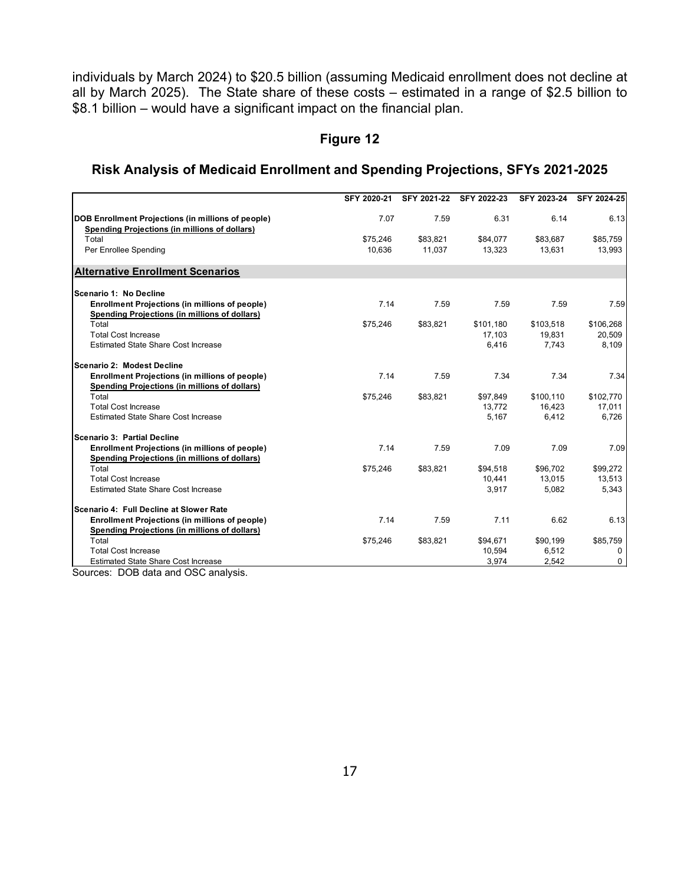individuals by March 2024) to $20.5 billion (assuming Medicaid enrollment does not decline at all by March 2025). The State share of these costs – estimated in a range of $2.5 billion to $8.1 billion – would have a significant impact on the financial plan.

### Figure 12

### Risk Analysis of Medicaid Enrollment and Spending Projections, SFYs 2021-2025

| | SFY 2020-21 | SFY 2021-22 | SFY 2022-23 | SFY 2023-24 | SFY 2024-25 |
|---|---|---|---|---|---|
| **DOB Enrollment Projections (in millions of people)** | 7.07 | 7.59 | 6.31 | 6.14 | 6.13 |
| **Spending Projections (in millions of dollars)** | | | | | |
| Total | $75,246 | $83,821 | $84,077 | $83,687 | $85,759 |
| Per Enrollee Spending | 10,636 | 11,037 | 13,323 | 13,631 | 13,993 |
| **Alternative Enrollment Scenarios** | | | | | |
| **Scenario 1: No Decline** | | | | | |
| **Enrollment Projections (in millions of people)** | 7.14 | 7.59 | 7.59 | 7.59 | 7.59 |
| **Spending Projections (in millions of dollars)** | | | | | |
| Total | $75,246 | $83,821 | $101,180 | $103,518 | $106,268 |
| Total Cost Increase | | | 17,103 | 19,831 | 20,509 |
| Estimated State Share Cost Increase | | | 6,416 | 7,743 | 8,109 |
| **Scenario 2: Modest Decline** | | | | | |
| **Enrollment Projections (in millions of people)** | 7.14 | 7.59 | 7.34 | 7.34 | 7.34 |
| **Spending Projections (in millions of dollars)** | | | | | |
| Total | $75,246 | $83,821 | $97,849 | $100,110 | $102,770 |
| Total Cost Increase | | | 13,772 | 16,423 | 17,011 |
| Estimated State Share Cost Increase | | | 5,167 | 6,412 | 6,726 |
| **Scenario 3: Partial Decline** | | | | | |
| **Enrollment Projections (in millions of people)** | 7.14 | 7.59 | 7.09 | 7.09 | 7.09 |
| **Spending Projections (in millions of dollars)** | | | | | |
| Total | $75,246 | $83,821 | $94,518 | $96,702 | $99,272 |
| Total Cost Increase | | | 10,441 | 13,015 | 13,513 |
| Estimated State Share Cost Increase | | | 3,917 | 5,082 | 5,343 |
| **Scenario 4: Full Decline at Slower Rate** | | | | | |
| **Enrollment Projections (in millions of people)** | 7.14 | 7.59 | 7.11 | 6.62 | 6.13 |
| **Spending Projections (in millions of dollars)** | | | | | |
| Total | $75,246 | $83,821 | $94,671 | $90,199 | $85,759 |
| Total Cost Increase | | | 10,594 | 6,512 | 0 |
| Estimated State Share Cost Increase | | | 3,974 | 2,542 | 0 |

Sources: DOB data and OSC analysis.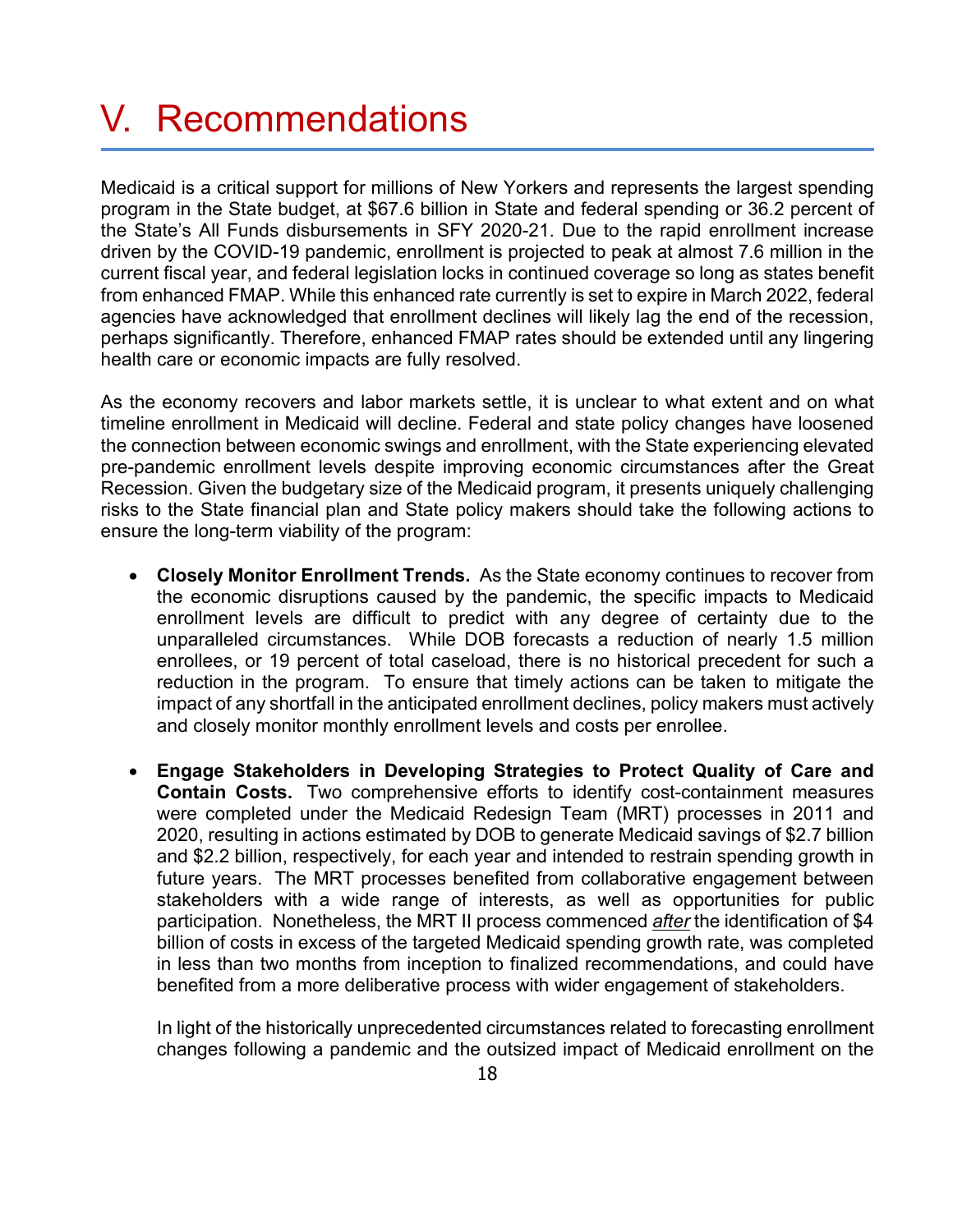# V. Recommendations

Medicaid is a critical support for millions of New Yorkers and represents the largest spending program in the State budget, at $67.6 billion in State and federal spending or 36.2 percent of the State's All Funds disbursements in SFY 2020-21. Due to the rapid enrollment increase driven by the COVID-19 pandemic, enrollment is projected to peak at almost 7.6 million in the current fiscal year, and federal legislation locks in continued coverage so long as states benefit from enhanced FMAP. While this enhanced rate currently is set to expire in March 2022, federal agencies have acknowledged that enrollment declines will likely lag the end of the recession, perhaps significantly. Therefore, enhanced FMAP rates should be extended until any lingering health care or economic impacts are fully resolved.

As the economy recovers and labor markets settle, it is unclear to what extent and on what timeline enrollment in Medicaid will decline. Federal and state policy changes have loosened the connection between economic swings and enrollment, with the State experiencing elevated pre-pandemic enrollment levels despite improving economic circumstances after the Great Recession. Given the budgetary size of the Medicaid program, it presents uniquely challenging risks to the State financial plan and State policy makers should take the following actions to ensure the long-term viability of the program:

- **Closely Monitor Enrollment Trends.** As the State economy continues to recover from the economic disruptions caused by the pandemic, the specific impacts to Medicaid enrollment levels are difficult to predict with any degree of certainty due to the unparalleled circumstances. While DOB forecasts a reduction of nearly 1.5 million enrollees, or 19 percent of total caseload, there is no historical precedent for such a reduction in the program. To ensure that timely actions can be taken to mitigate the impact of any shortfall in the anticipated enrollment declines, policy makers must actively and closely monitor monthly enrollment levels and costs per enrollee.

- **Engage Stakeholders in Developing Strategies to Protect Quality of Care and Contain Costs.** Two comprehensive efforts to identify cost-containment measures were completed under the Medicaid Redesign Team (MRT) processes in 2011 and 2020, resulting in actions estimated by DOB to generate Medicaid savings of $2.7 billion and $2.2 billion, respectively, for each year and intended to restrain spending growth in future years. The MRT processes benefited from collaborative engagement between stakeholders with a wide range of interests, as well as opportunities for public participation. Nonetheless, the MRT II process commenced *after* the identification of $4 billion of costs in excess of the targeted Medicaid spending growth rate, was completed in less than two months from inception to finalized recommendations, and could have benefited from a more deliberative process with wider engagement of stakeholders.

  In light of the historically unprecedented circumstances related to forecasting enrollment changes following a pandemic and the outsized impact of Medicaid enrollment on the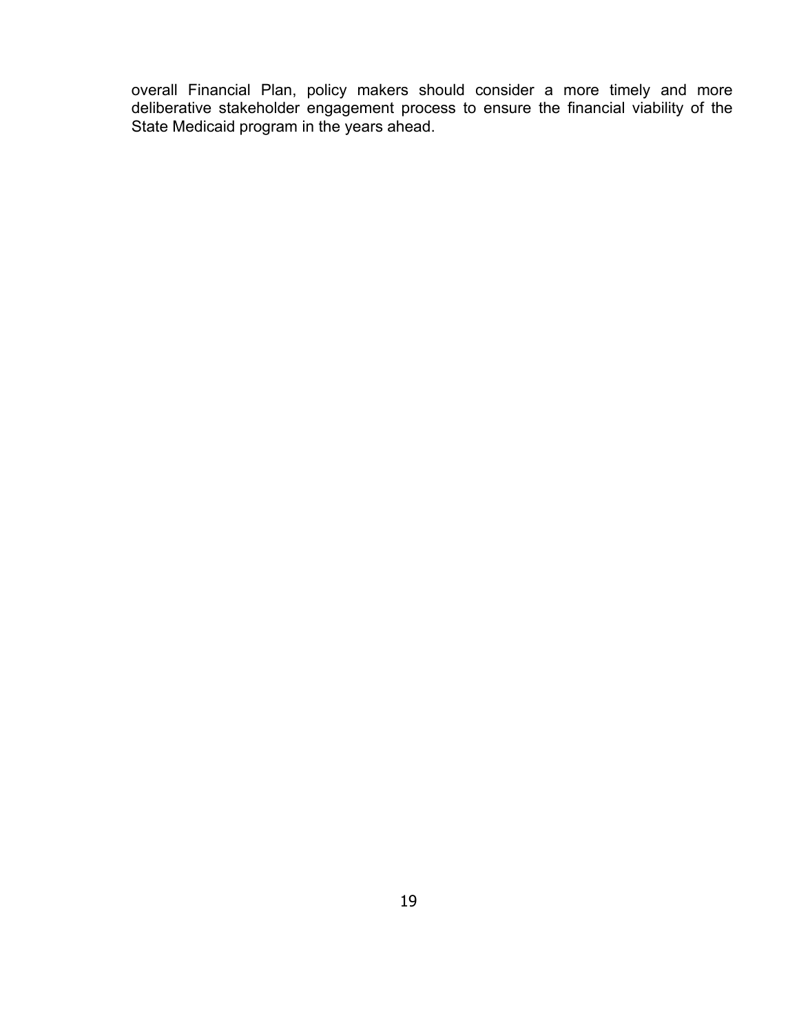overall Financial Plan, policy makers should consider a more timely and more deliberative stakeholder engagement process to ensure the financial viability of the State Medicaid program in the years ahead.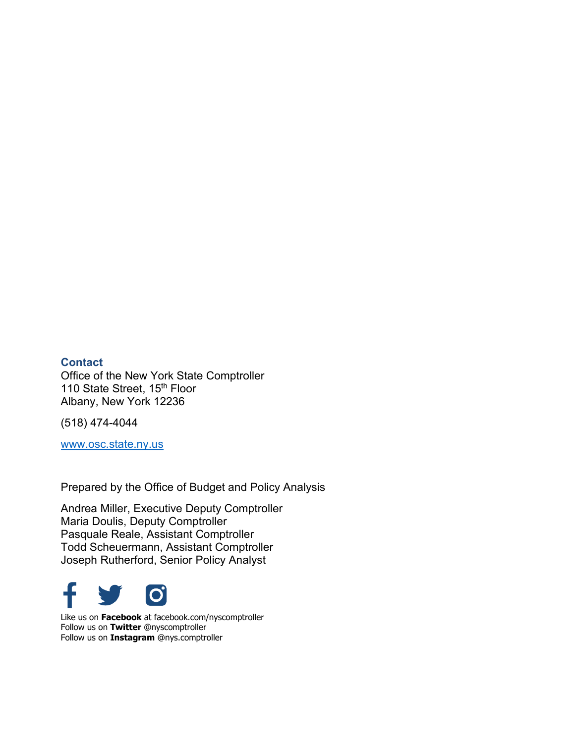## Contact

Office of the New York State Comptroller
110 State Street, 15th Floor
Albany, New York 12236

(518) 474-4044

www.osc.state.ny.us

Prepared by the Office of Budget and Policy Analysis

Andrea Miller, Executive Deputy Comptroller
Maria Doulis, Deputy Comptroller
Pasquale Reale, Assistant Comptroller
Todd Scheuermann, Assistant Comptroller
Joseph Rutherford, Senior Policy Analyst

Like us on **Facebook** at facebook.com/nyscomptroller
Follow us on **Twitter** @nyscomptroller
Follow us on **Instagram** @nys.comptroller